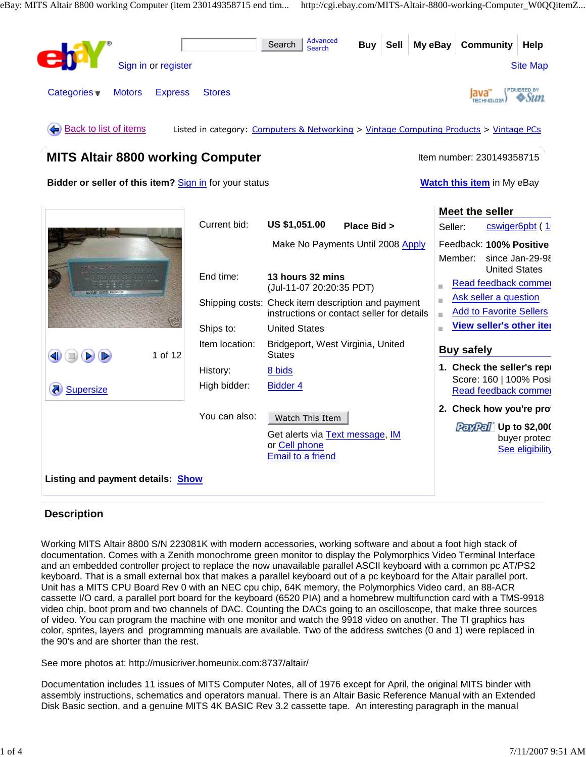Search | Advanced Search

Buy | Sell | My eBay | Community | Help

Sign in or register

Site Map

Categories ▾ | Motors | Express | Stores

Back to list of items

Listed in category: Computers & Networking > Vintage Computing Products > Vintage PCs

# MITS Altair 8800 working Computer

Item number: 230149358715

**Bidder or seller of this item?** Sign in for your status

**Watch this item** in My eBay

1 of 12

Supersize

| | |
|---|---|
| Current bid: | **US $1,051.00** **Place Bid >** |
| | Make No Payments Until 2008 Apply |
| End time: | **13 hours 32 mins** (Jul-11-07 20:20:35 PDT) |
| Shipping costs: | Check item description and payment instructions or contact seller for details |
| Ships to: | United States |
| Item location: | Bridgeport, West Virginia, United States |
| History: | 8 bids |
| High bidder: | Bidder 4 |
| You can also: | Watch This Item |
| | Get alerts via Text message, IM or Cell phone |
| | Email to a friend |

**Listing and payment details:** Show

## Meet the seller

Seller: cswiger6pbt ( 1

Feedback: **100% Positive**

Member: since Jan-29-98 United States

- Read feedback comme
- Ask seller a question
- Add to Favorite Sellers
- **View seller's other ite**

## Buy safely

1. **Check the seller's rep**
   Score: 160 | 100% Posi
   Read feedback comme
2. **Check how you're pro**
   **Up to $2,000** buyer protec
   See eligibility

## Description

Working MITS Altair 8800 S/N 223081K with modern accessories, working software and about a foot high stack of documentation. Comes with a Zenith monochrome green monitor to display the Polymorphics Video Terminal Interface and an embedded controller project to replace the now unavailable parallel ASCII keyboard with a common pc AT/PS2 keyboard. That is a small external box that makes a parallel keyboard out of a pc keyboard for the Altair parallel port. Unit has a MITS CPU Board Rev 0 with an NEC cpu chip, 64K memory, the Polymorphics Video card, an 88-ACR cassette I/O card, a parallel port board for the keyboard (6520 PIA) and a homebrew multifunction card with a TMS-9918 video chip, boot prom and two channels of DAC. Counting the DACs going to an oscilloscope, that make three sources of video. You can program the machine with one monitor and watch the 9918 video on another. The TI graphics has color, sprites, layers and programming manuals are available. Two of the address switches (0 and 1) were replaced in the 90's and are shorter than the rest.

See more photos at: http://musicriver.homeunix.com:8737/altair/

Documentation includes 11 issues of MITS Computer Notes, all of 1976 except for April, the original MITS binder with assembly instructions, schematics and operators manual. There is an Altair Basic Reference Manual with an Extended Disk Basic section, and a genuine MITS 4K BASIC Rev 3.2 cassette tape. An interesting paragraph in the manual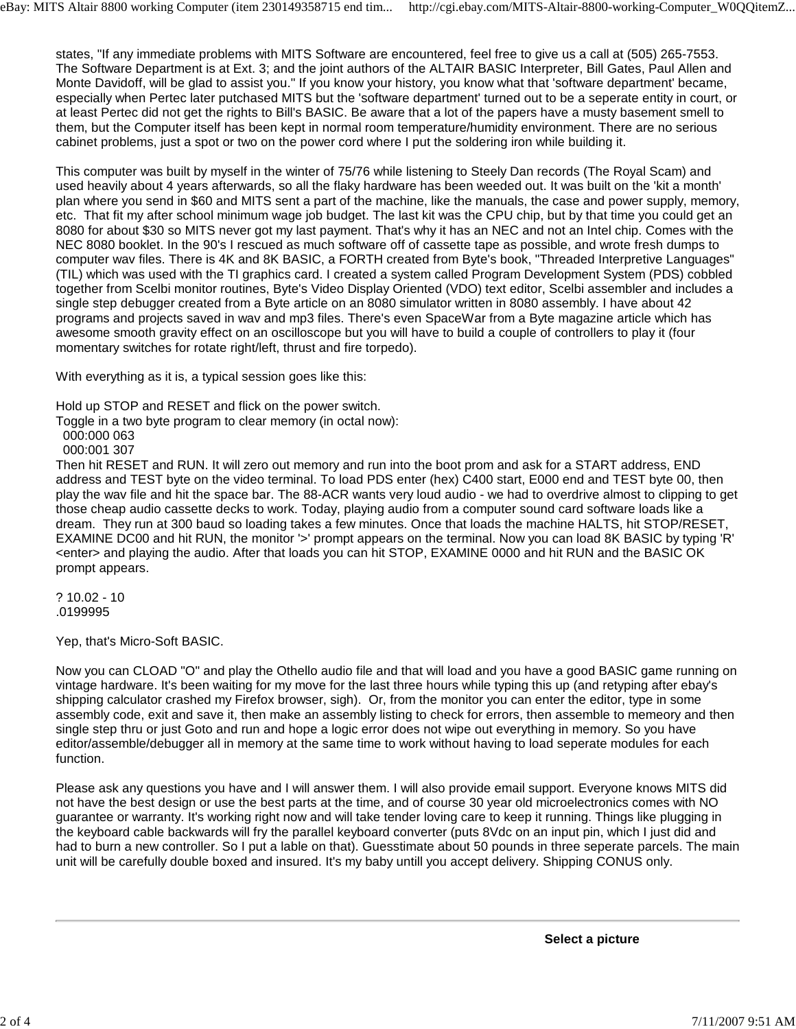states, "If any immediate problems with MITS Software are encountered, feel free to give us a call at (505) 265-7553. The Software Department is at Ext. 3; and the joint authors of the ALTAIR BASIC Interpreter, Bill Gates, Paul Allen and Monte Davidoff, will be glad to assist you." If you know your history, you know what that 'software department' became, especially when Pertec later putchased MITS but the 'software department' turned out to be a seperate entity in court, or at least Pertec did not get the rights to Bill's BASIC. Be aware that a lot of the papers have a musty basement smell to them, but the Computer itself has been kept in normal room temperature/humidity environment. There are no serious cabinet problems, just a spot or two on the power cord where I put the soldering iron while building it.

This computer was built by myself in the winter of 75/76 while listening to Steely Dan records (The Royal Scam) and used heavily about 4 years afterwards, so all the flaky hardware has been weeded out. It was built on the 'kit a month' plan where you send in $60 and MITS sent a part of the machine, like the manuals, the case and power supply, memory, etc. That fit my after school minimum wage job budget. The last kit was the CPU chip, but by that time you could get an 8080 for about $30 so MITS never got my last payment. That's why it has an NEC and not an Intel chip. Comes with the NEC 8080 booklet. In the 90's I rescued as much software off of cassette tape as possible, and wrote fresh dumps to computer wav files. There is 4K and 8K BASIC, a FORTH created from Byte's book, "Threaded Interpretive Languages" (TIL) which was used with the TI graphics card. I created a system called Program Development System (PDS) cobbled together from Scelbi monitor routines, Byte's Video Display Oriented (VDO) text editor, Scelbi assembler and includes a single step debugger created from a Byte article on an 8080 simulator written in 8080 assembly. I have about 42 programs and projects saved in wav and mp3 files. There's even SpaceWar from a Byte magazine article which has awesome smooth gravity effect on an oscilloscope but you will have to build a couple of controllers to play it (four momentary switches for rotate right/left, thrust and fire torpedo).

With everything as it is, a typical session goes like this:

Hold up STOP and RESET and flick on the power switch.
Toggle in a two byte program to clear memory (in octal now):

```
000:000 063
000:001 307
```

Then hit RESET and RUN. It will zero out memory and run into the boot prom and ask for a START address, END address and TEST byte on the video terminal. To load PDS enter (hex) C400 start, E000 end and TEST byte 00, then play the wav file and hit the space bar. The 88-ACR wants very loud audio - we had to overdrive almost to clipping to get those cheap audio cassette decks to work. Today, playing audio from a computer sound card software loads like a dream. They run at 300 baud so loading takes a few minutes. Once that loads the machine HALTS, hit STOP/RESET, EXAMINE DC00 and hit RUN, the monitor '>' prompt appears on the terminal. Now you can load 8K BASIC by typing 'R' <enter> and playing the audio. After that loads you can hit STOP, EXAMINE 0000 and hit RUN and the BASIC OK prompt appears.

```
? 10.02 - 10
.0199995
```

Yep, that's Micro-Soft BASIC.

Now you can CLOAD "O" and play the Othello audio file and that will load and you have a good BASIC game running on vintage hardware. It's been waiting for my move for the last three hours while typing this up (and retyping after ebay's shipping calculator crashed my Firefox browser, sigh). Or, from the monitor you can enter the editor, type in some assembly code, exit and save it, then make an assembly listing to check for errors, then assemble to memeory and then single step thru or just Goto and run and hope a logic error does not wipe out everything in memory. So you have editor/assemble/debugger all in memory at the same time to work without having to load seperate modules for each function.

Please ask any questions you have and I will answer them. I will also provide email support. Everyone knows MITS did not have the best design or use the best parts at the time, and of course 30 year old microelectronics comes with NO guarantee or warranty. It's working right now and will take tender loving care to keep it running. Things like plugging in the keyboard cable backwards will fry the parallel keyboard converter (puts 8Vdc on an input pin, which I just did and had to burn a new controller. So I put a lable on that). Guesstimate about 50 pounds in three seperate parcels. The main unit will be carefully double boxed and insured. It's my baby untill you accept delivery. Shipping CONUS only.

---

**Select a picture**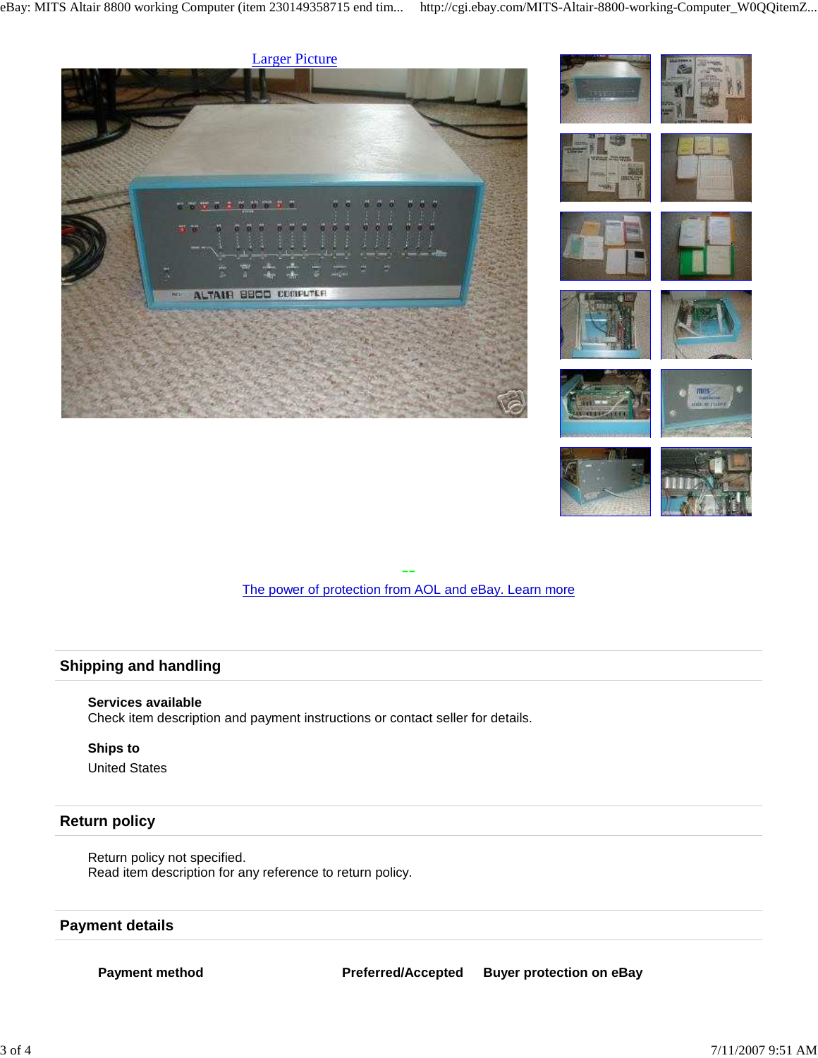Larger Picture

--

The power of protection from AOL and eBay. Learn more

## Shipping and handling

**Services available**
Check item description and payment instructions or contact seller for details.

**Ships to**
United States

## Return policy

Return policy not specified.
Read item description for any reference to return policy.

## Payment details

| Payment method | Preferred/Accepted | Buyer protection on eBay |
|---|---|---|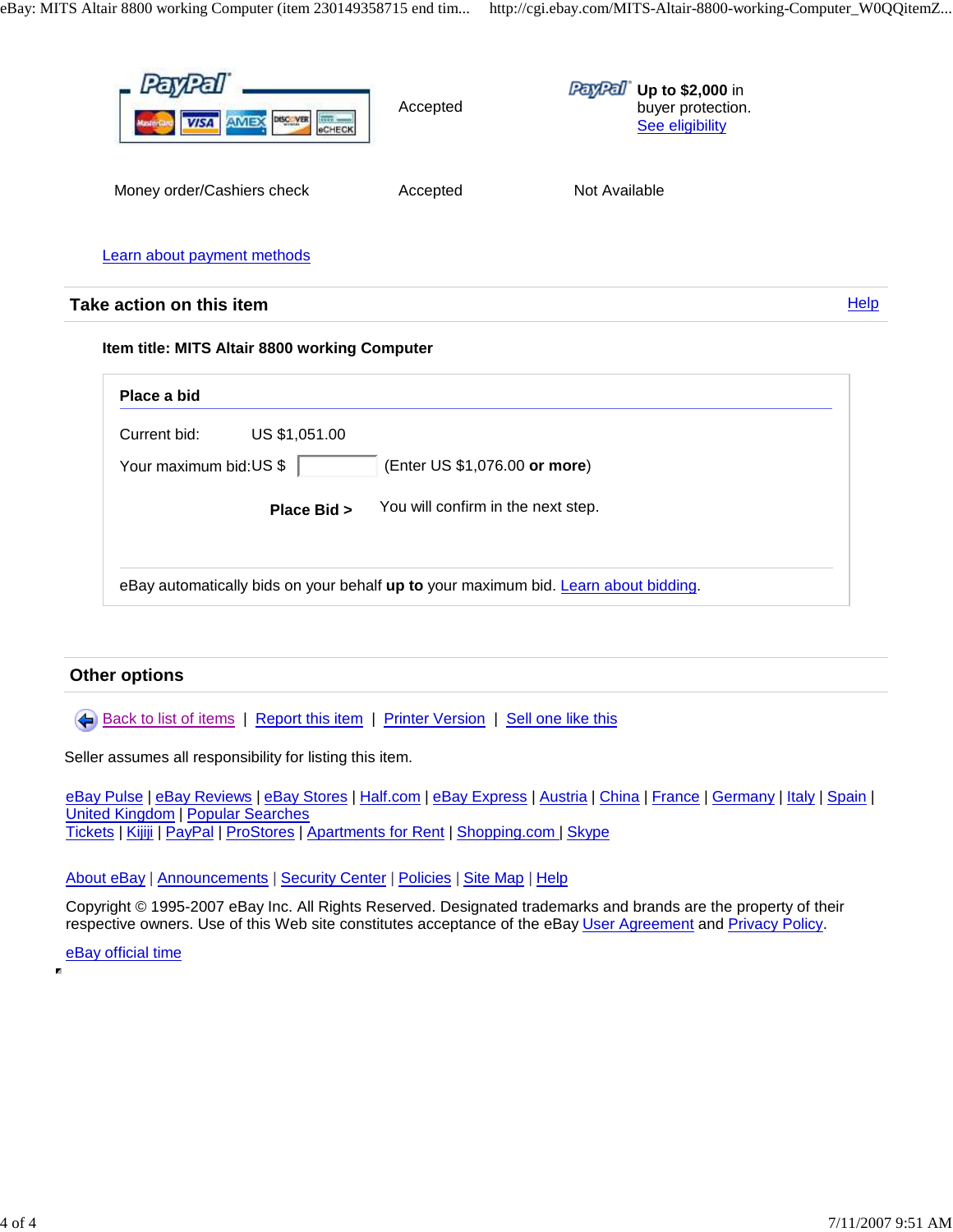| | | |
|---|---|---|
| PayPal (MasterCard, VISA, AMEX, DISCOVER, eCHECK) | Accepted | Up to **$2,000** in buyer protection. See eligibility |
| Money order/Cashiers check | Accepted | Not Available |

Learn about payment methods

## Take action on this item

Help

**Item title: MITS Altair 8800 working Computer**

**Place a bid**

Current bid: US $1,051.00

Your maximum bid:US $ (Enter US $1,076.00 **or more**)

**Place Bid >** You will confirm in the next step.

eBay automatically bids on your behalf **up to** your maximum bid. Learn about bidding.

## Other options

Back to list of items | Report this item | Printer Version | Sell one like this

Seller assumes all responsibility for listing this item.

eBay Pulse | eBay Reviews | eBay Stores | Half.com | eBay Express | Austria | China | France | Germany | Italy | Spain | United Kingdom | Popular Searches
Tickets | Kijiji | PayPal | ProStores | Apartments for Rent | Shopping.com | Skype

About eBay | Announcements | Security Center | Policies | Site Map | Help

Copyright © 1995-2007 eBay Inc. All Rights Reserved. Designated trademarks and brands are the property of their respective owners. Use of this Web site constitutes acceptance of the eBay User Agreement and Privacy Policy.

eBay official time